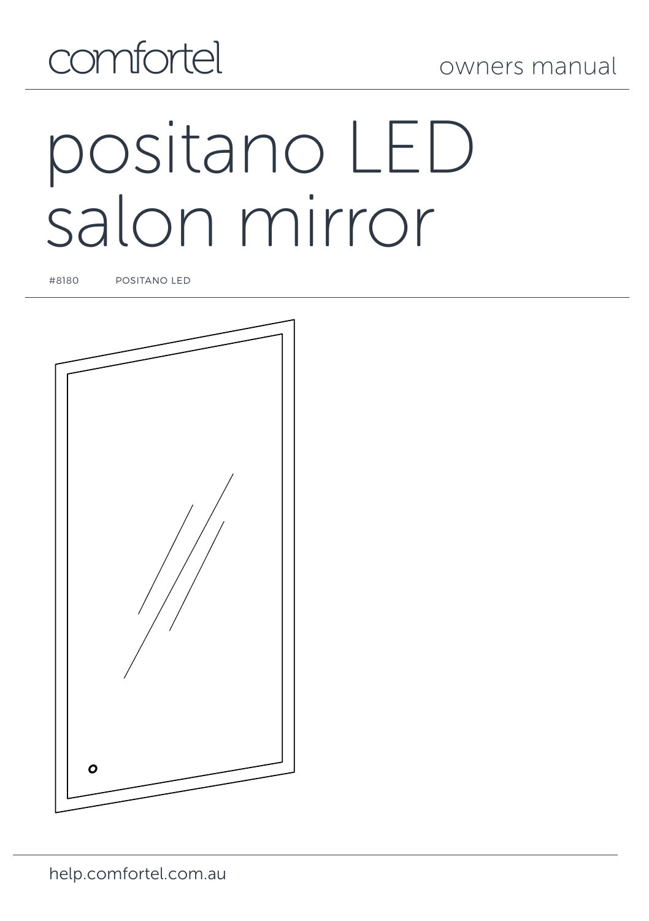comfortel

owners manual

# positano LED salon mirror

#8180 POSITANO LED

help.comfortel.com.au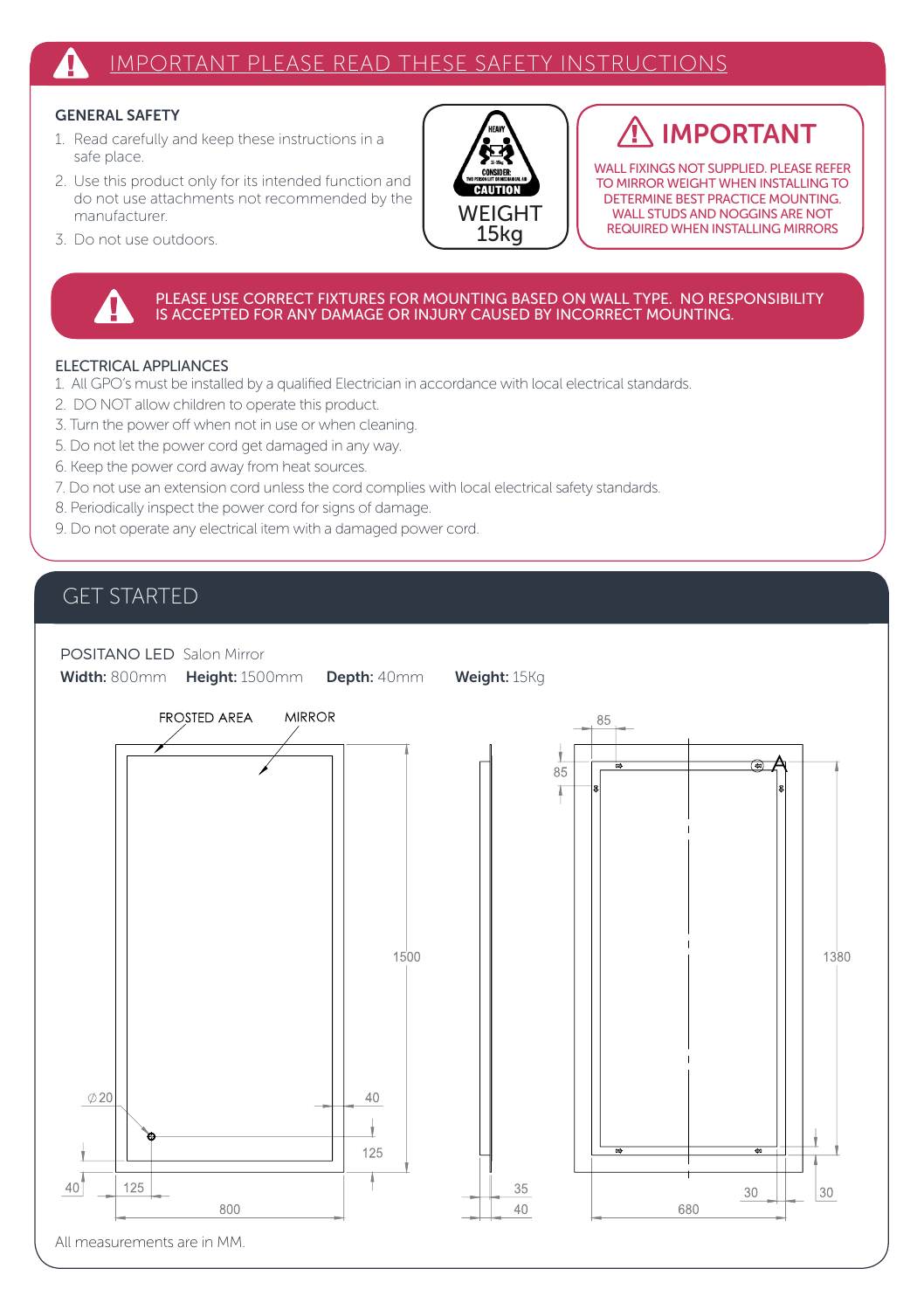# IMPORTANT PLEASE READ THESE SAFETY INSTRUCTIONS

### GENERAL SAFETY

1. Read carefully and keep these instructions in a safe place.
2. Use this product only for its intended function and do not use attachments not recommended by the manufacturer.
3. Do not use outdoors.

HEAVY
CONSIDER: TWO PERSON LIFT OR MECHANICAL AID
CAUTION

WEIGHT
15kg

## IMPORTANT

WALL FIXINGS NOT SUPPLIED. PLEASE REFER TO MIRROR WEIGHT WHEN INSTALLING TO DETERMINE BEST PRACTICE MOUNTING. WALL STUDS AND NOGGINS ARE NOT REQUIRED WHEN INSTALLING MIRRORS

PLEASE USE CORRECT FIXTURES FOR MOUNTING BASED ON WALL TYPE. NO RESPONSIBILITY IS ACCEPTED FOR ANY DAMAGE OR INJURY CAUSED BY INCORRECT MOUNTING.

### ELECTRICAL APPLIANCES

1. All GPO's must be installed by a qualified Electrician in accordance with local electrical standards.
2. DO NOT allow children to operate this product.
3. Turn the power off when not in use or when cleaning.
5. Do not let the power cord get damaged in any way.
6. Keep the power cord away from heat sources.
7. Do not use an extension cord unless the cord complies with local electrical safety standards.
8. Periodically inspect the power cord for signs of damage.
9. Do not operate any electrical item with a damaged power cord.

## GET STARTED

POSITANO LED Salon Mirror

**Width:** 800mm **Height:** 1500mm **Depth:** 40mm **Weight:** 15Kg

FROSTED AREA MIRROR

⌀20 40 125 40 125 800 1500 35 40 85 85 1380 680 30 30 A

All measurements are in MM.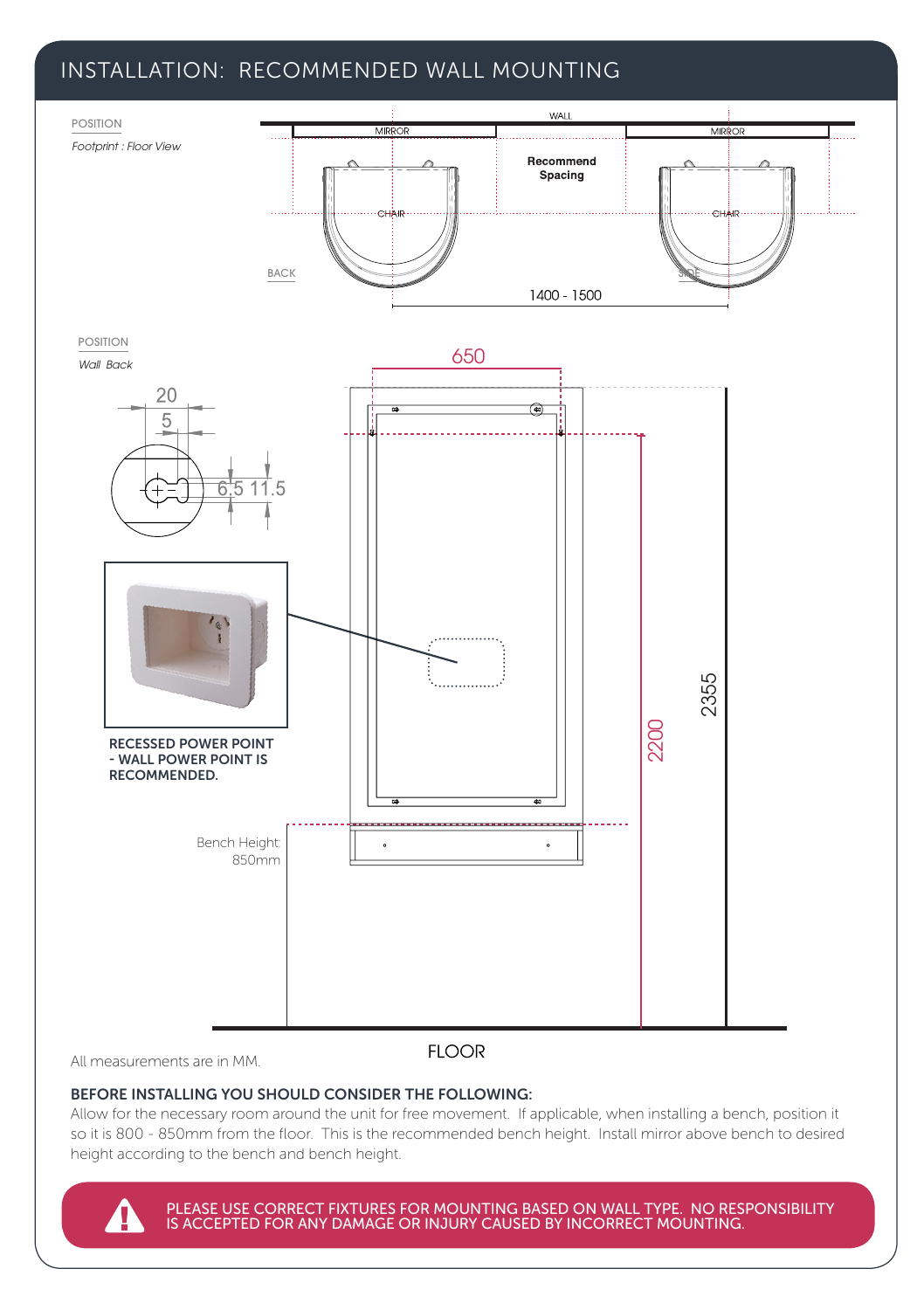# INSTALLATION: RECOMMENDED WALL MOUNTING

POSITION

*Footprint : Floor View*

WALL

MIRROR

MIRROR

**Recommend Spacing**

CHAIR

CHAIR

BACK

SIDE

1400 - 1500

POSITION

*Wall Back*

650

20

5

6.5 11.5

2200

2355

**RECESSED POWER POINT - WALL POWER POINT IS RECOMMENDED.**

Bench Height: 850mm

FLOOR

All measurements are in MM.

**BEFORE INSTALLING YOU SHOULD CONSIDER THE FOLLOWING:**

Allow for the necessary room around the unit for free movement. If applicable, when installing a bench, position it so it is 800 - 850mm from the floor. This is the recommended bench height. Install mirror above bench to desired height according to the bench and bench height.

PLEASE USE CORRECT FIXTURES FOR MOUNTING BASED ON WALL TYPE. NO RESPONSIBILITY IS ACCEPTED FOR ANY DAMAGE OR INJURY CAUSED BY INCORRECT MOUNTING.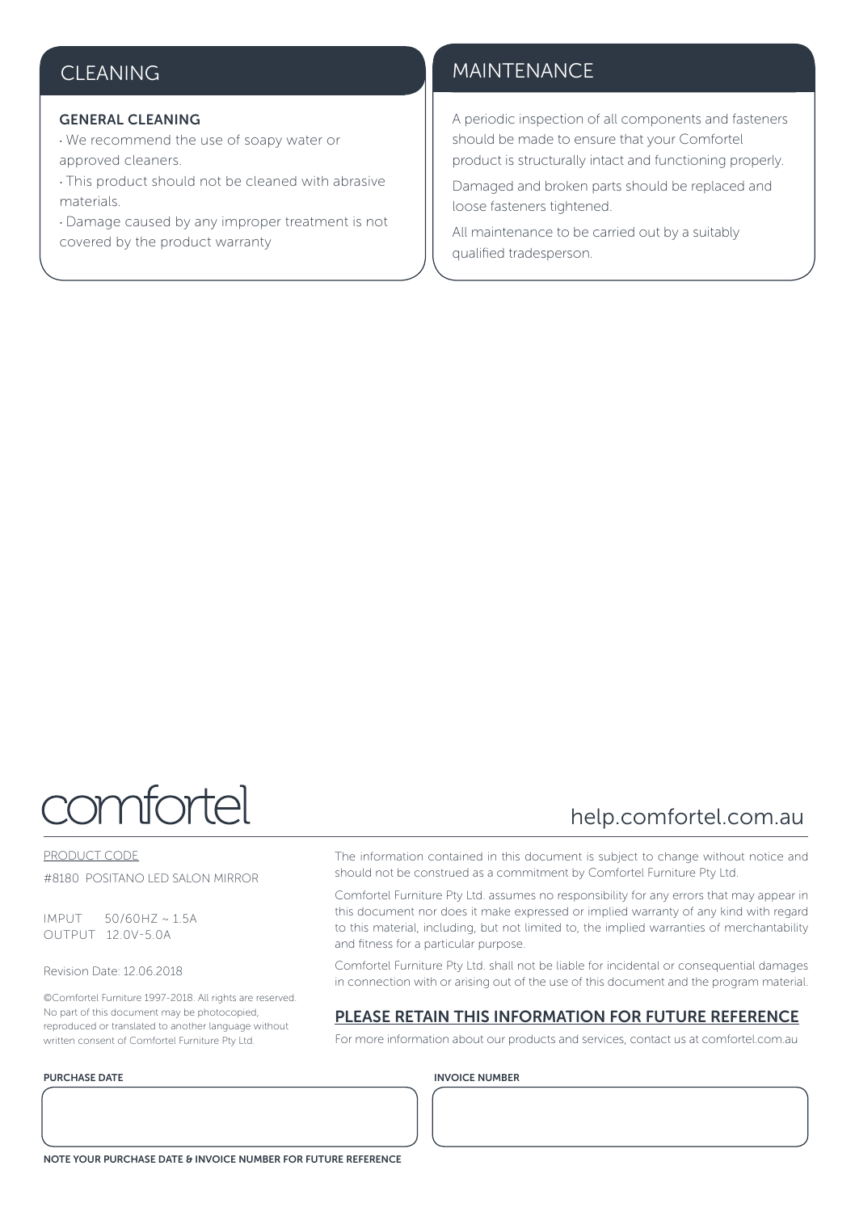## CLEANING

### GENERAL CLEANING

- We recommend the use of soapy water or approved cleaners.
- This product should not be cleaned with abrasive materials.
- Damage caused by any improper treatment is not covered by the product warranty

## MAINTENANCE

A periodic inspection of all components and fasteners should be made to ensure that your Comfortel product is structurally intact and functioning properly.

Damaged and broken parts should be replaced and loose fasteners tightened.

All maintenance to be carried out by a suitably qualified tradesperson.

# comfortel

help.comfortel.com.au

PRODUCT CODE

#8180 POSITANO LED SALON MIRROR

IMPUT 50/60HZ ~ 1.5A
OUTPUT 12.0V-5.0A

Revision Date: 12.06.2018

©Comfortel Furniture 1997-2018. All rights are reserved. No part of this document may be photocopied, reproduced or translated to another language without written consent of Comfortel Furniture Pty Ltd.

The information contained in this document is subject to change without notice and should not be construed as a commitment by Comfortel Furniture Pty Ltd.

Comfortel Furniture Pty Ltd. assumes no responsibility for any errors that may appear in this document nor does it make expressed or implied warranty of any kind with regard to this material, including, but not limited to, the implied warranties of merchantability and fitness for a particular purpose.

Comfortel Furniture Pty Ltd. shall not be liable for incidental or consequential damages in connection with or arising out of the use of this document and the program material.

## PLEASE RETAIN THIS INFORMATION FOR FUTURE REFERENCE

For more information about our products and services, contact us at comfortel.com.au

**PURCHASE DATE**

**INVOICE NUMBER**

**NOTE YOUR PURCHASE DATE & INVOICE NUMBER FOR FUTURE REFERENCE**